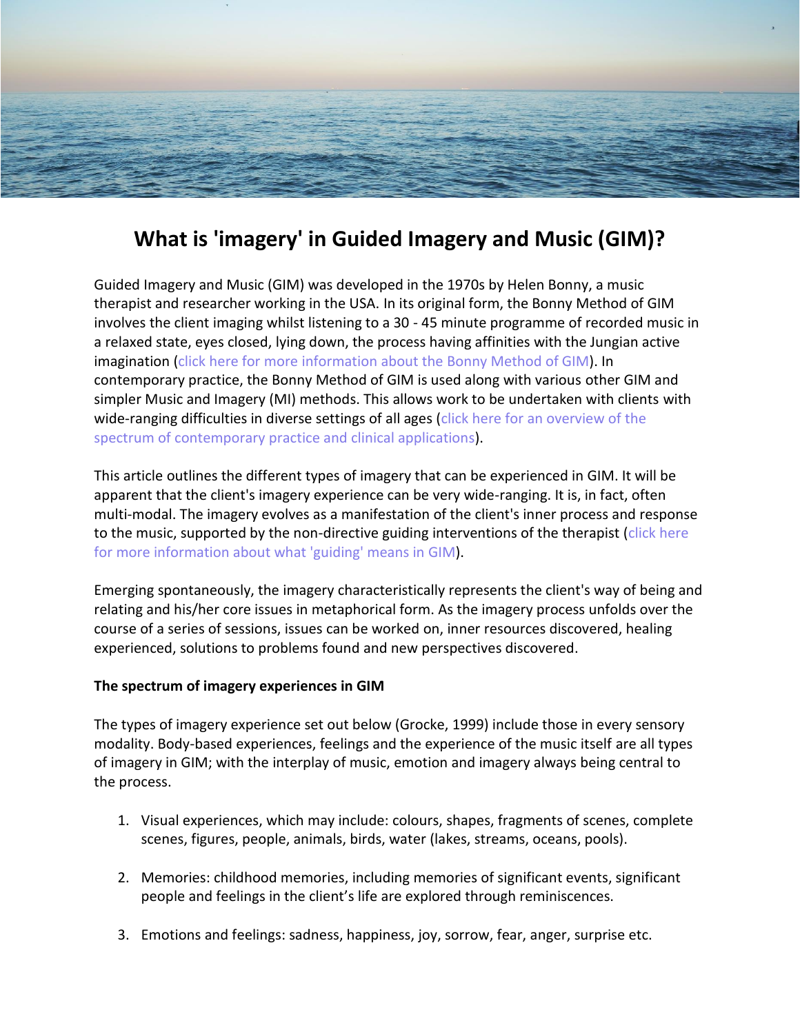# What is 'imagery' in Guided Imagery and Music (GIM)?

Guided Imagery and Music (GIM) was developed in the 1970s by Helen Bonny, a music therapist and researcher working in the USA. In its original form, the Bonny Method of GIM involves the client imaging whilst listening to a 30 - 45 minute programme of recorded music in a relaxed state, eyes closed, lying down, the process having affinities with the Jungian active imagination (click here for more information about the Bonny Method of GIM). In contemporary practice, the Bonny Method of GIM is used along with various other GIM and simpler Music and Imagery (MI) methods. This allows work to be undertaken with clients with wide-ranging difficulties in diverse settings of all ages (click here for an overview of the spectrum of contemporary practice and clinical applications).

This article outlines the different types of imagery that can be experienced in GIM. It will be apparent that the client's imagery experience can be very wide-ranging. It is, in fact, often multi-modal. The imagery evolves as a manifestation of the client's inner process and response to the music, supported by the non-directive guiding interventions of the therapist (click here for more information about what 'guiding' means in GIM).

Emerging spontaneously, the imagery characteristically represents the client's way of being and relating and his/her core issues in metaphorical form. As the imagery process unfolds over the course of a series of sessions, issues can be worked on, inner resources discovered, healing experienced, solutions to problems found and new perspectives discovered.

**The spectrum of imagery experiences in GIM**

The types of imagery experience set out below (Grocke, 1999) include those in every sensory modality. Body-based experiences, feelings and the experience of the music itself are all types of imagery in GIM; with the interplay of music, emotion and imagery always being central to the process.

1. Visual experiences, which may include: colours, shapes, fragments of scenes, complete scenes, figures, people, animals, birds, water (lakes, streams, oceans, pools).

2. Memories: childhood memories, including memories of significant events, significant people and feelings in the client's life are explored through reminiscences.

3. Emotions and feelings: sadness, happiness, joy, sorrow, fear, anger, surprise etc.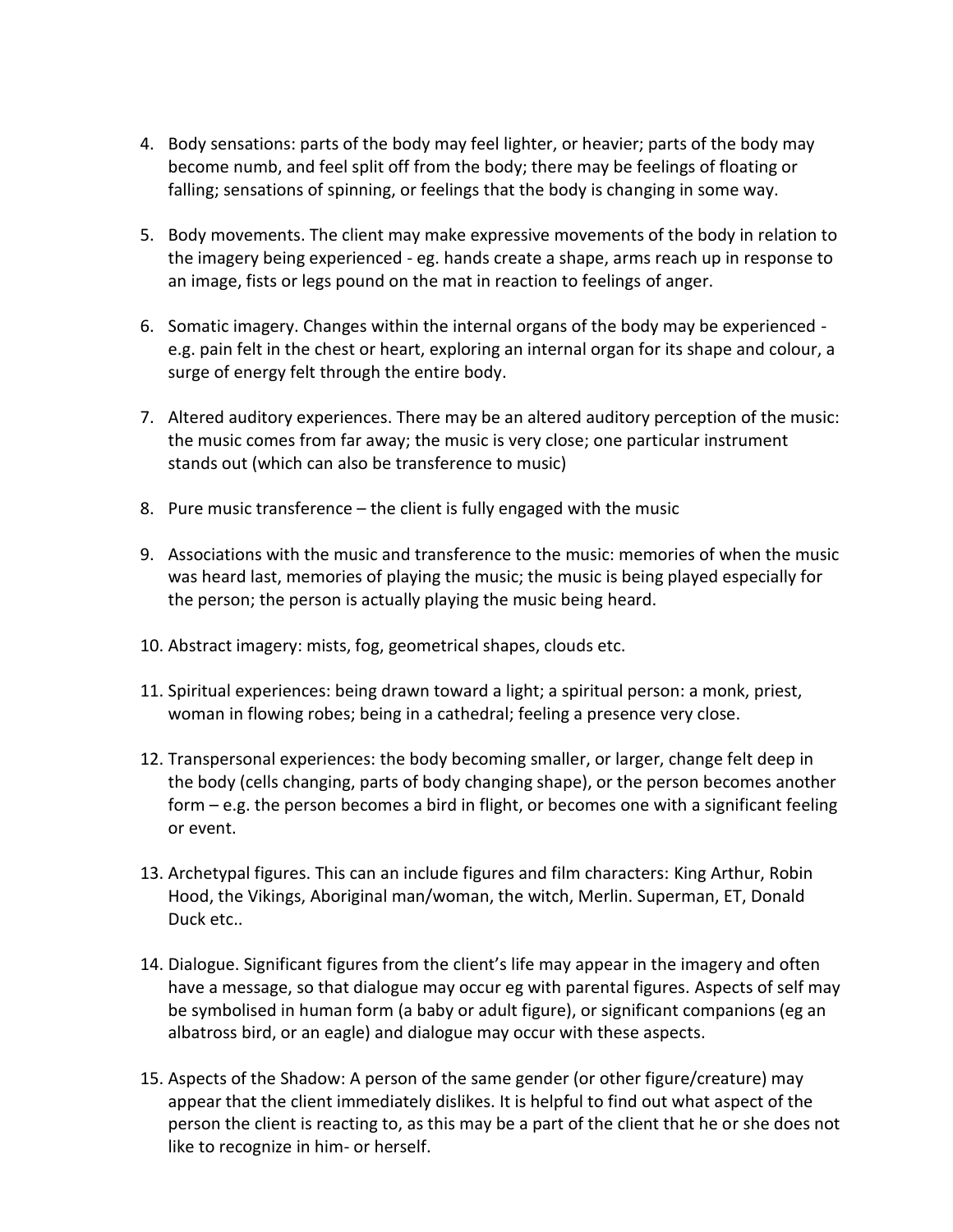4. Body sensations: parts of the body may feel lighter, or heavier; parts of the body may become numb, and feel split off from the body; there may be feelings of floating or falling; sensations of spinning, or feelings that the body is changing in some way.

5. Body movements. The client may make expressive movements of the body in relation to the imagery being experienced - eg. hands create a shape, arms reach up in response to an image, fists or legs pound on the mat in reaction to feelings of anger.

6. Somatic imagery. Changes within the internal organs of the body may be experienced - e.g. pain felt in the chest or heart, exploring an internal organ for its shape and colour, a surge of energy felt through the entire body.

7. Altered auditory experiences. There may be an altered auditory perception of the music: the music comes from far away; the music is very close; one particular instrument stands out (which can also be transference to music)

8. Pure music transference – the client is fully engaged with the music

9. Associations with the music and transference to the music: memories of when the music was heard last, memories of playing the music; the music is being played especially for the person; the person is actually playing the music being heard.

10. Abstract imagery: mists, fog, geometrical shapes, clouds etc.

11. Spiritual experiences: being drawn toward a light; a spiritual person: a monk, priest, woman in flowing robes; being in a cathedral; feeling a presence very close.

12. Transpersonal experiences: the body becoming smaller, or larger, change felt deep in the body (cells changing, parts of body changing shape), or the person becomes another form – e.g. the person becomes a bird in flight, or becomes one with a significant feeling or event.

13. Archetypal figures. This can an include figures and film characters: King Arthur, Robin Hood, the Vikings, Aboriginal man/woman, the witch, Merlin. Superman, ET, Donald Duck etc..

14. Dialogue. Significant figures from the client's life may appear in the imagery and often have a message, so that dialogue may occur eg with parental figures. Aspects of self may be symbolised in human form (a baby or adult figure), or significant companions (eg an albatross bird, or an eagle) and dialogue may occur with these aspects.

15. Aspects of the Shadow: A person of the same gender (or other figure/creature) may appear that the client immediately dislikes. It is helpful to find out what aspect of the person the client is reacting to, as this may be a part of the client that he or she does not like to recognize in him- or herself.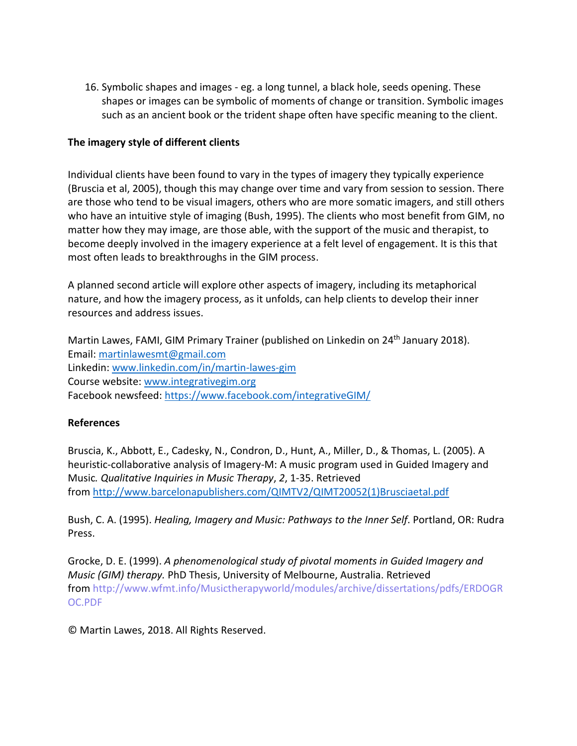16. Symbolic shapes and images - eg. a long tunnel, a black hole, seeds opening. These shapes or images can be symbolic of moments of change or transition. Symbolic images such as an ancient book or the trident shape often have specific meaning to the client.

**The imagery style of different clients**

Individual clients have been found to vary in the types of imagery they typically experience (Bruscia et al, 2005), though this may change over time and vary from session to session. There are those who tend to be visual imagers, others who are more somatic imagers, and still others who have an intuitive style of imaging (Bush, 1995). The clients who most benefit from GIM, no matter how they may image, are those able, with the support of the music and therapist, to become deeply involved in the imagery experience at a felt level of engagement. It is this that most often leads to breakthroughs in the GIM process.

A planned second article will explore other aspects of imagery, including its metaphorical nature, and how the imagery process, as it unfolds, can help clients to develop their inner resources and address issues.

Martin Lawes, FAMI, GIM Primary Trainer (published on Linkedin on 24th January 2018).
Email: martinlawesmt@gmail.com
Linkedin: www.linkedin.com/in/martin-lawes-gim
Course website: www.integrativegim.org
Facebook newsfeed: https://www.facebook.com/integrativeGIM/

**References**

Bruscia, K., Abbott, E., Cadesky, N., Condron, D., Hunt, A., Miller, D., & Thomas, L. (2005). A heuristic-collaborative analysis of Imagery-M: A music program used in Guided Imagery and Music. *Qualitative Inquiries in Music Therapy*, *2*, 1-35. Retrieved from http://www.barcelonapublishers.com/QIMTV2/QIMT20052(1)Brusciaetal.pdf

Bush, C. A. (1995). *Healing, Imagery and Music: Pathways to the Inner Self*. Portland, OR: Rudra Press.

Grocke, D. E. (1999). *A phenomenological study of pivotal moments in Guided Imagery and Music (GIM) therapy.* PhD Thesis, University of Melbourne, Australia. Retrieved from http://www.wfmt.info/Musictherapyworld/modules/archive/dissertations/pdfs/ERDOGROC.PDF

© Martin Lawes, 2018. All Rights Reserved.